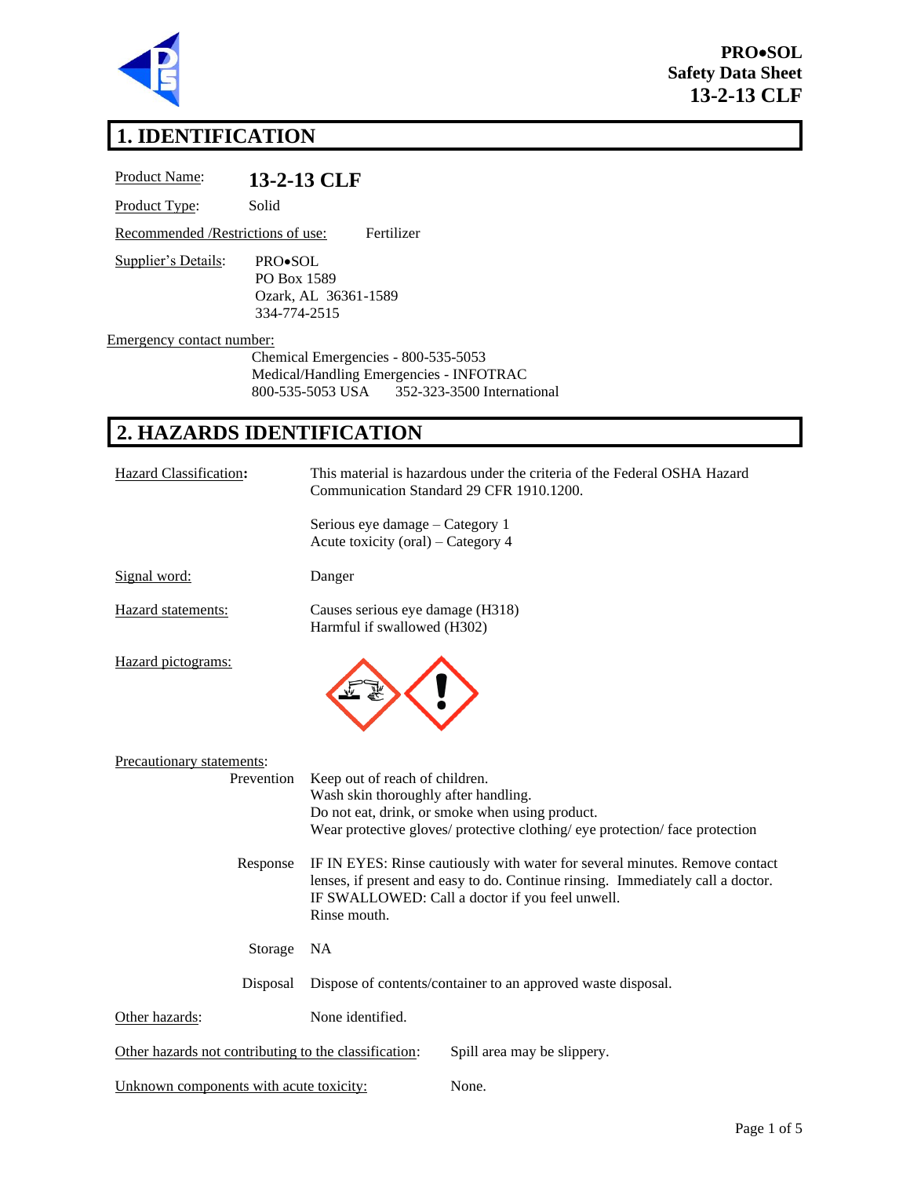**PRO•SOL**
**Safety Data Sheet**
**13-2-13 CLF**

# 1. IDENTIFICATION

Product Name: **13-2-13 CLF**

Product Type: Solid

Recommended /Restrictions of use: Fertilizer

Supplier's Details: PRO•SOL
PO Box 1589
Ozark, AL 36361-1589
334-774-2515

Emergency contact number:
Chemical Emergencies - 800-535-5053
Medical/Handling Emergencies - INFOTRAC
800-535-5053 USA 352-323-3500 International

# 2. HAZARDS IDENTIFICATION

Hazard Classification: This material is hazardous under the criteria of the Federal OSHA Hazard Communication Standard 29 CFR 1910.1200.

Serious eye damage – Category 1
Acute toxicity (oral) – Category 4

Signal word: Danger

Hazard statements: Causes serious eye damage (H318)
Harmful if swallowed (H302)

Hazard pictograms:

Precautionary statements:

Prevention: Keep out of reach of children.
Wash skin thoroughly after handling.
Do not eat, drink, or smoke when using product.
Wear protective gloves/ protective clothing/ eye protection/ face protection

Response: IF IN EYES: Rinse cautiously with water for several minutes. Remove contact lenses, if present and easy to do. Continue rinsing. Immediately call a doctor.
IF SWALLOWED: Call a doctor if you feel unwell.
Rinse mouth.

Storage: NA

Disposal: Dispose of contents/container to an approved waste disposal.

Other hazards: None identified.

Other hazards not contributing to the classification: Spill area may be slippery.

Unknown components with acute toxicity: None.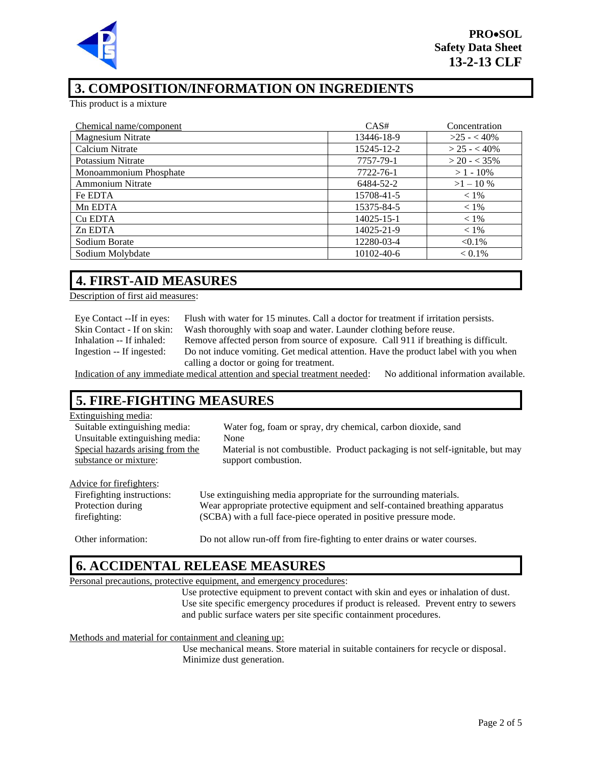## 3. COMPOSITION/INFORMATION ON INGREDIENTS

This product is a mixture

| Chemical name/component | CAS# | Concentration |
|---|---|---|
| Magnesium Nitrate | 13446-18-9 | >25 - < 40% |
| Calcium Nitrate | 15245-12-2 | > 25 - < 40% |
| Potassium Nitrate | 7757-79-1 | > 20 - < 35% |
| Monoammonium Phosphate | 7722-76-1 | > 1 - 10% |
| Ammonium Nitrate | 6484-52-2 | >1 – 10 % |
| Fe EDTA | 15708-41-5 | < 1% |
| Mn EDTA | 15375-84-5 | < 1% |
| Cu EDTA | 14025-15-1 | < 1% |
| Zn EDTA | 14025-21-9 | < 1% |
| Sodium Borate | 12280-03-4 | <0.1% |
| Sodium Molybdate | 10102-40-6 | < 0.1% |

## 4. FIRST-AID MEASURES

Description of first aid measures:

Eye Contact --If in eyes: Flush with water for 15 minutes. Call a doctor for treatment if irritation persists.
Skin Contact - If on skin: Wash thoroughly with soap and water. Launder clothing before reuse.
Inhalation -- If inhaled: Remove affected person from source of exposure. Call 911 if breathing is difficult.
Ingestion -- If ingested: Do not induce vomiting. Get medical attention. Have the product label with you when calling a doctor or going for treatment.

Indication of any immediate medical attention and special treatment needed: No additional information available.

## 5. FIRE-FIGHTING MEASURES

Extinguishing media:

Suitable extinguishing media: Water fog, foam or spray, dry chemical, carbon dioxide, sand
Unsuitable extinguishing media: None
Special hazards arising from the substance or mixture: Material is not combustible. Product packaging is not self-ignitable, but may support combustion.

Advice for firefighters:

Firefighting instructions: Use extinguishing media appropriate for the surrounding materials.
Protection during firefighting: Wear appropriate protective equipment and self-contained breathing apparatus (SCBA) with a full face-piece operated in positive pressure mode.

Other information: Do not allow run-off from fire-fighting to enter drains or water courses.

## 6. ACCIDENTAL RELEASE MEASURES

Personal precautions, protective equipment, and emergency procedures:

Use protective equipment to prevent contact with skin and eyes or inhalation of dust. Use site specific emergency procedures if product is released. Prevent entry to sewers and public surface waters per site specific containment procedures.

Methods and material for containment and cleaning up:

Use mechanical means. Store material in suitable containers for recycle or disposal. Minimize dust generation.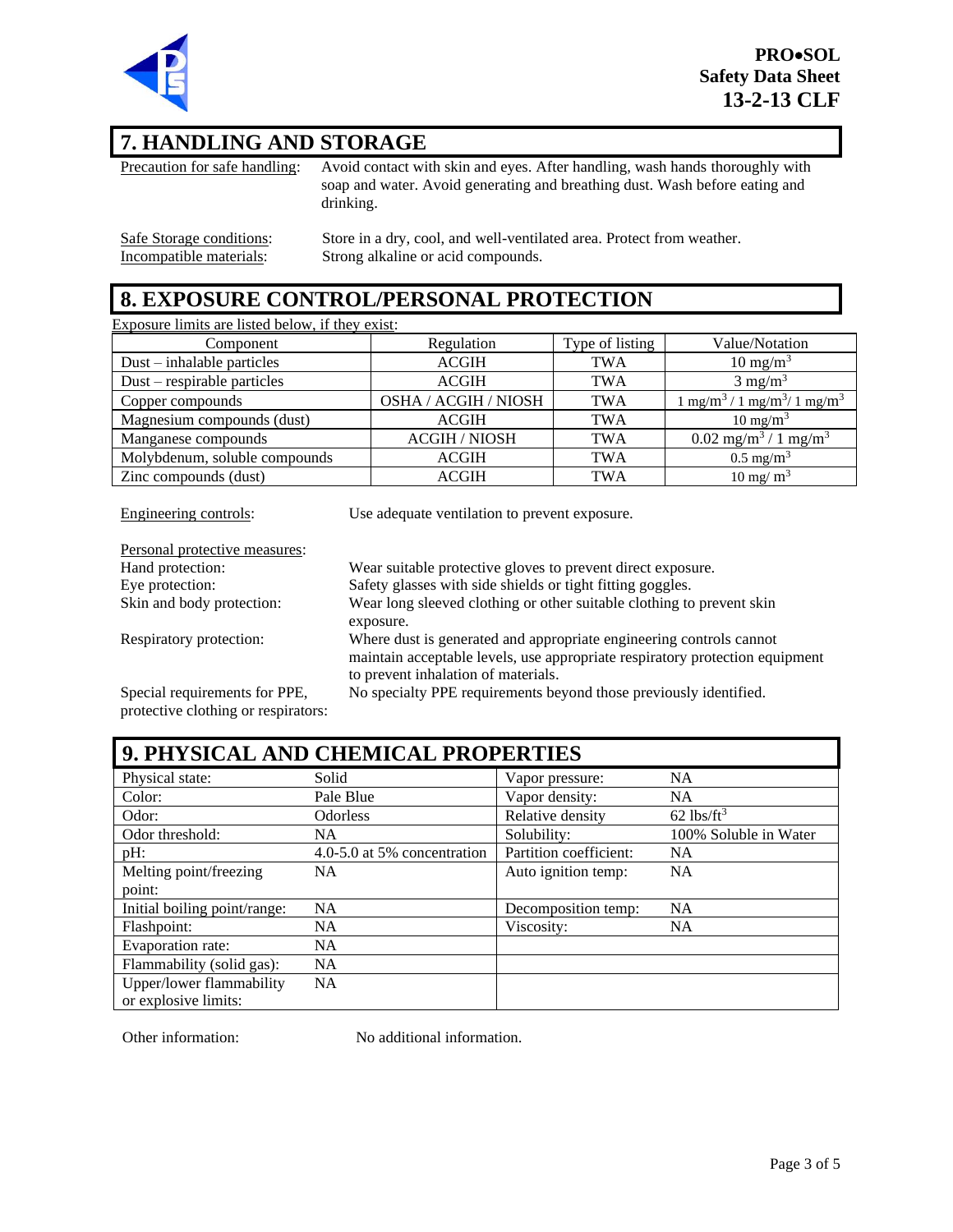## 7. HANDLING AND STORAGE

Precaution for safe handling: Avoid contact with skin and eyes. After handling, wash hands thoroughly with soap and water. Avoid generating and breathing dust. Wash before eating and drinking.

Safe Storage conditions: Store in a dry, cool, and well-ventilated area. Protect from weather.

Incompatible materials: Strong alkaline or acid compounds.

## 8. EXPOSURE CONTROL/PERSONAL PROTECTION

Exposure limits are listed below, if they exist:

| Component | Regulation | Type of listing | Value/Notation |
|---|---|---|---|
| Dust – inhalable particles | ACGIH | TWA | 10 $mg/m^3$ |
| Dust – respirable particles | ACGIH | TWA | 3 $mg/m^3$ |
| Copper compounds | OSHA / ACGIH / NIOSH | TWA | 1 $mg/m^3$ / 1 $mg/m^3$/ 1 $mg/m^3$ |
| Magnesium compounds (dust) | ACGIH | TWA | 10 $mg/m^3$ |
| Manganese compounds | ACGIH / NIOSH | TWA | 0.02 $mg/m^3$ / 1 $mg/m^3$ |
| Molybdenum, soluble compounds | ACGIH | TWA | 0.5 $mg/m^3$ |
| Zinc compounds (dust) | ACGIH | TWA | 10 $mg/m^3$ |

Engineering controls: Use adequate ventilation to prevent exposure.

Personal protective measures:

Hand protection: Wear suitable protective gloves to prevent direct exposure.

Eye protection: Safety glasses with side shields or tight fitting goggles.

Skin and body protection: Wear long sleeved clothing or other suitable clothing to prevent skin exposure.

Respiratory protection: Where dust is generated and appropriate engineering controls cannot maintain acceptable levels, use appropriate respiratory protection equipment to prevent inhalation of materials.

Special requirements for PPE, protective clothing or respirators: No specialty PPE requirements beyond those previously identified.

## 9. PHYSICAL AND CHEMICAL PROPERTIES

| | | | |
|---|---|---|---|
| Physical state: | Solid | Vapor pressure: | NA |
| Color: | Pale Blue | Vapor density: | NA |
| Odor: | Odorless | Relative density | 62 $lbs/ft^3$ |
| Odor threshold: | NA | Solubility: | 100% Soluble in Water |
| pH: | 4.0-5.0 at 5% concentration | Partition coefficient: | NA |
| Melting point/freezing point: | NA | Auto ignition temp: | NA |
| Initial boiling point/range: | NA | Decomposition temp: | NA |
| Flashpoint: | NA | Viscosity: | NA |
| Evaporation rate: | NA | | |
| Flammability (solid gas): | NA | | |
| Upper/lower flammability or explosive limits: | NA | | |

Other information: No additional information.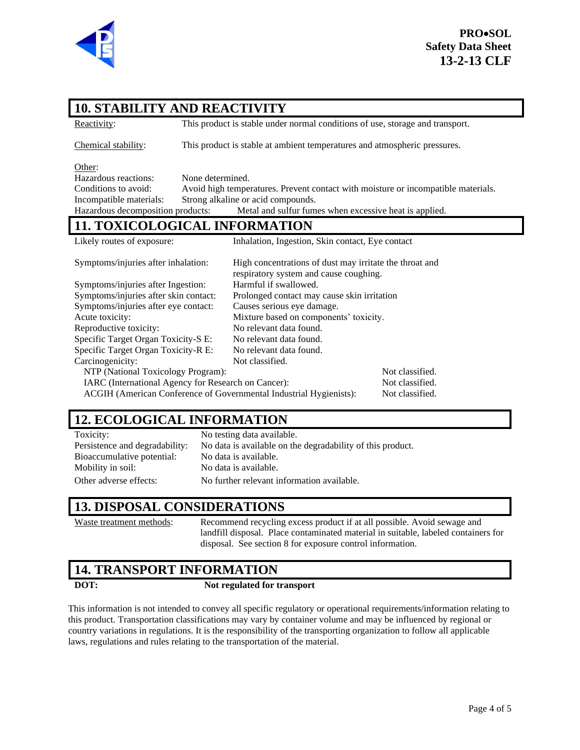## 10. STABILITY AND REACTIVITY

| | |
|---|---|
| Reactivity: | This product is stable under normal conditions of use, storage and transport. |
| Chemical stability: | This product is stable at ambient temperatures and atmospheric pressures. |

Other:

| | |
|---|---|
| Hazardous reactions: | None determined. |
| Conditions to avoid: | Avoid high temperatures. Prevent contact with moisture or incompatible materials. |
| Incompatible materials: | Strong alkaline or acid compounds. |
| Hazardous decomposition products: | Metal and sulfur fumes when excessive heat is applied. |

## 11. TOXICOLOGICAL INFORMATION

| | |
|---|---|
| Likely routes of exposure: | Inhalation, Ingestion, Skin contact, Eye contact |
| Symptoms/injuries after inhalation: | High concentrations of dust may irritate the throat and respiratory system and cause coughing. |
| Symptoms/injuries after Ingestion: | Harmful if swallowed. |
| Symptoms/injuries after skin contact: | Prolonged contact may cause skin irritation |
| Symptoms/injuries after eye contact: | Causes serious eye damage. |
| Acute toxicity: | Mixture based on components' toxicity. |
| Reproductive toxicity: | No relevant data found. |
| Specific Target Organ Toxicity-S E: | No relevant data found. |
| Specific Target Organ Toxicity-R E: | No relevant data found. |
| Carcinogenicity: | Not classified. |

| | |
|---|---|
| NTP (National Toxicology Program): | Not classified. |
| IARC (International Agency for Research on Cancer): | Not classified. |
| ACGIH (American Conference of Governmental Industrial Hygienists): | Not classified. |

## 12. ECOLOGICAL INFORMATION

| | |
|---|---|
| Toxicity: | No testing data available. |
| Persistence and degradability: | No data is available on the degradability of this product. |
| Bioaccumulative potential: | No data is available. |
| Mobility in soil: | No data is available. |
| Other adverse effects: | No further relevant information available. |

## 13. DISPOSAL CONSIDERATIONS

| | |
|---|---|
| Waste treatment methods: | Recommend recycling excess product if at all possible. Avoid sewage and landfill disposal. Place contaminated material in suitable, labeled containers for disposal. See section 8 for exposure control information. |

## 14. TRANSPORT INFORMATION

**DOT:** **Not regulated for transport**

This information is not intended to convey all specific regulatory or operational requirements/information relating to this product. Transportation classifications may vary by container volume and may be influenced by regional or country variations in regulations. It is the responsibility of the transporting organization to follow all applicable laws, regulations and rules relating to the transportation of the material.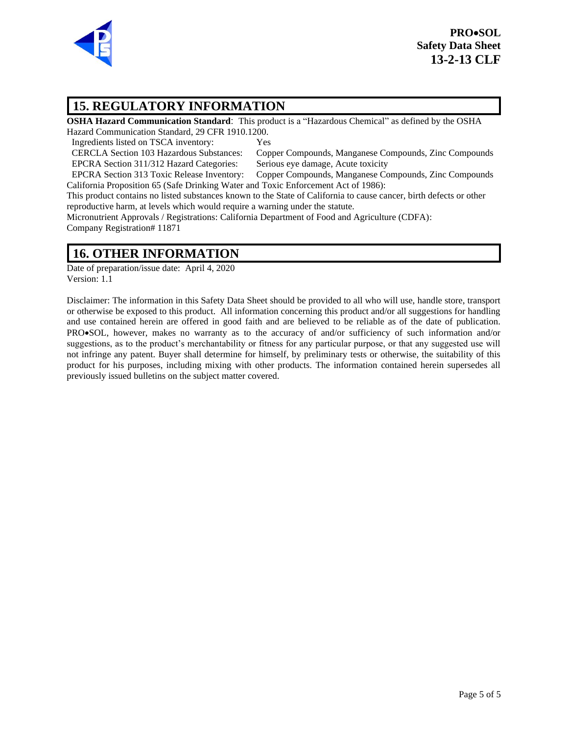## 15. REGULATORY INFORMATION

**OSHA Hazard Communication Standard**: This product is a "Hazardous Chemical" as defined by the OSHA Hazard Communication Standard, 29 CFR 1910.1200.

| | |
|---|---|
| Ingredients listed on TSCA inventory: | Yes |
| CERCLA Section 103 Hazardous Substances: | Copper Compounds, Manganese Compounds, Zinc Compounds |
| EPCRA Section 311/312 Hazard Categories: | Serious eye damage, Acute toxicity |
| EPCRA Section 313 Toxic Release Inventory: | Copper Compounds, Manganese Compounds, Zinc Compounds |

California Proposition 65 (Safe Drinking Water and Toxic Enforcement Act of 1986):
This product contains no listed substances known to the State of California to cause cancer, birth defects or other reproductive harm, at levels which would require a warning under the statute.
Micronutrient Approvals / Registrations: California Department of Food and Agriculture (CDFA):
Company Registration# 11871

## 16. OTHER INFORMATION

Date of preparation/issue date: April 4, 2020
Version: 1.1

Disclaimer: The information in this Safety Data Sheet should be provided to all who will use, handle store, transport or otherwise be exposed to this product. All information concerning this product and/or all suggestions for handling and use contained herein are offered in good faith and are believed to be reliable as of the date of publication. PRO•SOL, however, makes no warranty as to the accuracy of and/or sufficiency of such information and/or suggestions, as to the product's merchantability or fitness for any particular purpose, or that any suggested use will not infringe any patent. Buyer shall determine for himself, by preliminary tests or otherwise, the suitability of this product for his purposes, including mixing with other products. The information contained herein supersedes all previously issued bulletins on the subject matter covered.